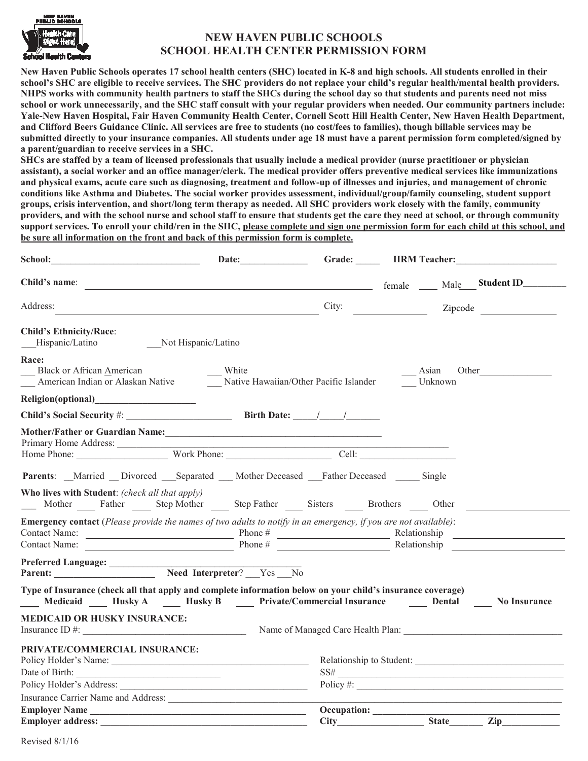# NEW HAVEN PUBLIC SCHOOLS
# SCHOOL HEALTH CENTER PERMISSION FORM

**New Haven Public Schools operates 17 school health centers (SHC) located in K-8 and high schools. All students enrolled in their school's SHC are eligible to receive services. The SHC providers do not replace your child's regular health/mental health providers. NHPS works with community health partners to staff the SHCs during the school day so that students and parents need not miss school or work unnecessarily, and the SHC staff consult with your regular providers when needed. Our community partners include: Yale-New Haven Hospital, Fair Haven Community Health Center, Cornell Scott Hill Health Center, New Haven Health Department, and Clifford Beers Guidance Clinic. All services are free to students (no cost/fees to families), though billable services may be submitted directly to your insurance companies. All students under age 18 must have a parent permission form completed/signed by a parent/guardian to receive services in a SHC.**

**SHCs are staffed by a team of licensed professionals that usually include a medical provider (nurse practitioner or physician assistant), a social worker and an office manager/clerk. The medical provider offers preventive medical services like immunizations and physical exams, acute care such as diagnosing, treatment and follow-up of illnesses and injuries, and management of chronic conditions like Asthma and Diabetes. The social worker provides assessment, individual/group/family counseling, student support groups, crisis intervention, and short/long term therapy as needed. All SHC providers work closely with the family, community providers, and with the school nurse and school staff to ensure that students get the care they need at school, or through community support services. To enroll your child/ren in the SHC, <u>please complete and sign one permission form for each child at this school, and be sure all information on the front and back of this permission form is complete.</u>**

**School:**______________________________ **Date:**_____________ **Grade:** _____ **HRM Teacher:**____________________

**Child's name**: ____________________________________________ female ____ Male___ **Student ID**_________

Address: ____________________________________________ City: ______________ Zipcode ______________

**Child's Ethnicity/Race**:
___Hispanic/Latino ___Not Hispanic/Latino

**Race:**
___ Black or African American ___ White ___ Asian Other______________
___ American Indian or Alaskan Native ___ Native Hawaiian/Other Pacific Islander ___ Unknown

**Religion(optional)**____________________

**Child's Social Security** #: _____________________ **Birth Date:** _____/_____/_______

**Mother/Father or Guardian Name:**______________________________________________
Primary Home Address: ______________________________________________________________
Home Phone: __________________ Work Phone: ______________________ Cell: ___________________

**Parents**: __Married __ Divorced ___Separated ___ Mother Deceased ___Father Deceased _____ Single

**Who lives with Student**: *(check all that apply)*
___ Mother ____ Father ____ Step Mother ____ Step Father ____ Sisters ____ Brothers ____ Other ____________________

**Emergency contact** (*Please provide the names of two adults to notify in an emergency, if you are not available)*:
Contact Name: ____________________________ Phone # ______________________ Relationship ______________________
Contact Name: ____________________________ Phone # ______________________ Relationship ______________________

**Preferred Language:** ____________________________________
**Parent:** ____________________ **Need Interpreter**? ___Yes ___No

**Type of Insurance (check all that apply and complete information below on your child's insurance coverage)**
**____ Medicaid ____ Husky A ____ Husky B ____ Private/Commercial Insurance ____ Dental ____ No Insurance**

**MEDICAID OR HUSKY INSURANCE:**
Insurance ID #: _________________________________ Name of Managed Care Health Plan: _______________________________

**PRIVATE/COMMERCIAL INSURANCE:**
Policy Holder's Name: _______________________________________ Relationship to Student: _____________________________
Date of Birth: ____________________________ SS# ______________________________________________
Policy Holder's Address: _____________________________________ Policy #: __________________________________________
Insurance Carrier Name and Address: ____________________________________________________________________________
**Employer Name** ___________________________________________ **Occupation:** ____________________________________
**Employer address:** ________________________________________ **City**_________________ **State**_______ **Zip**___________

Revised 8/1/16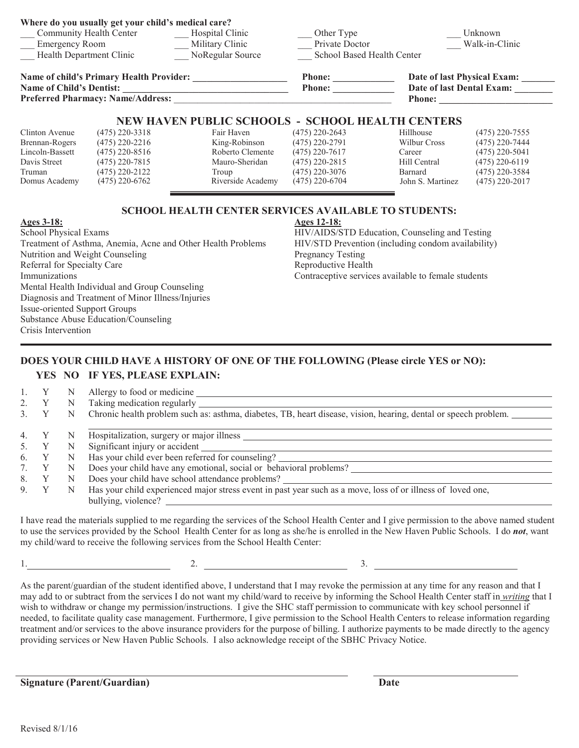**Where do you usually get your child's medical care?**

___ Community Health Center ___ Hospital Clinic ___ Other Type ___ Unknown
___ Emergency Room ___ Military Clinic ___ Private Doctor ___ Walk-in-Clinic
___ Health Department Clinic ___ NoRegular Source ___ School Based Health Center

**Name of child's Primary Health Provider:** ____________________ **Phone:** _____________ **Date of last Physical Exam:** _______
**Name of Child's Dentist:** ________________________________ **Phone:** _____________ **Date of last Dental Exam:** ________
**Preferred Pharmacy: Name/Address:** ___________________________________________ **Phone:** ________________________

## NEW HAVEN PUBLIC SCHOOLS - SCHOOL HEALTH CENTERS

| | | | | | |
|---|---|---|---|---|---|
| Clinton Avenue | (475) 220-3318 | Fair Haven | (475) 220-2643 | Hillhouse | (475) 220-7555 |
| Brennan-Rogers | (475) 220-2216 | King-Robinson | (475) 220-2791 | Wilbur Cross | (475) 220-7444 |
| Lincoln-Bassett | (475) 220-8516 | Roberto Clemente | (475) 220-7617 | Career | (475) 220-5041 |
| Davis Street | (475) 220-7815 | Mauro-Sheridan | (475) 220-2815 | Hill Central | (475) 220-6119 |
| Truman | (475) 220-2122 | Troup | (475) 220-3076 | Barnard | (475) 220-3584 |
| Domus Academy | (475) 220-6762 | Riverside Academy | (475) 220-6704 | John S. Martinez | (475) 220-2017 |

## SCHOOL HEALTH CENTER SERVICES AVAILABLE TO STUDENTS:

**Ages 3-18:**

School Physical Exams
Treatment of Asthma, Anemia, Acne and Other Health Problems
Nutrition and Weight Counseling
Referral for Specialty Care
Immunizations
Mental Health Individual and Group Counseling
Diagnosis and Treatment of Minor Illness/Injuries
Issue-oriented Support Groups
Substance Abuse Education/Counseling
Crisis Intervention

**Ages 12-18:**

HIV/AIDS/STD Education, Counseling and Testing
HIV/STD Prevention (including condom availability)
Pregnancy Testing
Reproductive Health
Contraceptive services available to female students

## DOES YOUR CHILD HAVE A HISTORY OF ONE OF THE FOLLOWING (Please circle YES or NO):

| | YES | NO | IF YES, PLEASE EXPLAIN: |
|---|---|---|---|
| 1. | Y | N | Allergy to food or medicine ______________________ |
| 2. | Y | N | Taking medication regularly ______________________ |
| 3. | Y | N | Chronic health problem such as: asthma, diabetes, TB, heart disease, vision, hearing, dental or speech problem. ________ |
| 4. | Y | N | Hospitalization, surgery or major illness ______________________ |
| 5. | Y | N | Significant injury or accident ______________________ |
| 6. | Y | N | Has your child ever been referred for counseling? ______________________ |
| 7. | Y | N | Does your child have any emotional, social or behavioral problems? ______________________ |
| 8. | Y | N | Does your child have school attendance problems? ______________________ |
| 9. | Y | N | Has your child experienced major stress event in past year such as a move, loss of or illness of loved one, bullying, violence? ______________________ |

I have read the materials supplied to me regarding the services of the School Health Center and I give permission to the above named student to use the services provided by the School Health Center for as long as she/he is enrolled in the New Haven Public Schools. I do ***not***, want my child/ward to receive the following services from the School Health Center:

1. ____________________________ 2. ____________________________ 3. ____________________________

As the parent/guardian of the student identified above, I understand that I may revoke the permission at any time for any reason and that I may add to or subtract from the services I do not want my child/ward to receive by informing the School Health Center staff in ***writing*** that I wish to withdraw or change my permission/instructions. I give the SHC staff permission to communicate with key school personnel if needed, to facilitate quality case management. Furthermore, I give permission to the School Health Centers to release information regarding treatment and/or services to the above insurance providers for the purpose of billing. I authorize payments to be made directly to the agency providing services or New Haven Public Schools. I also acknowledge receipt of the SBHC Privacy Notice.

_____________________________________________ _____________________

**Signature (Parent/Guardian)** **Date**

Revised 8/1/16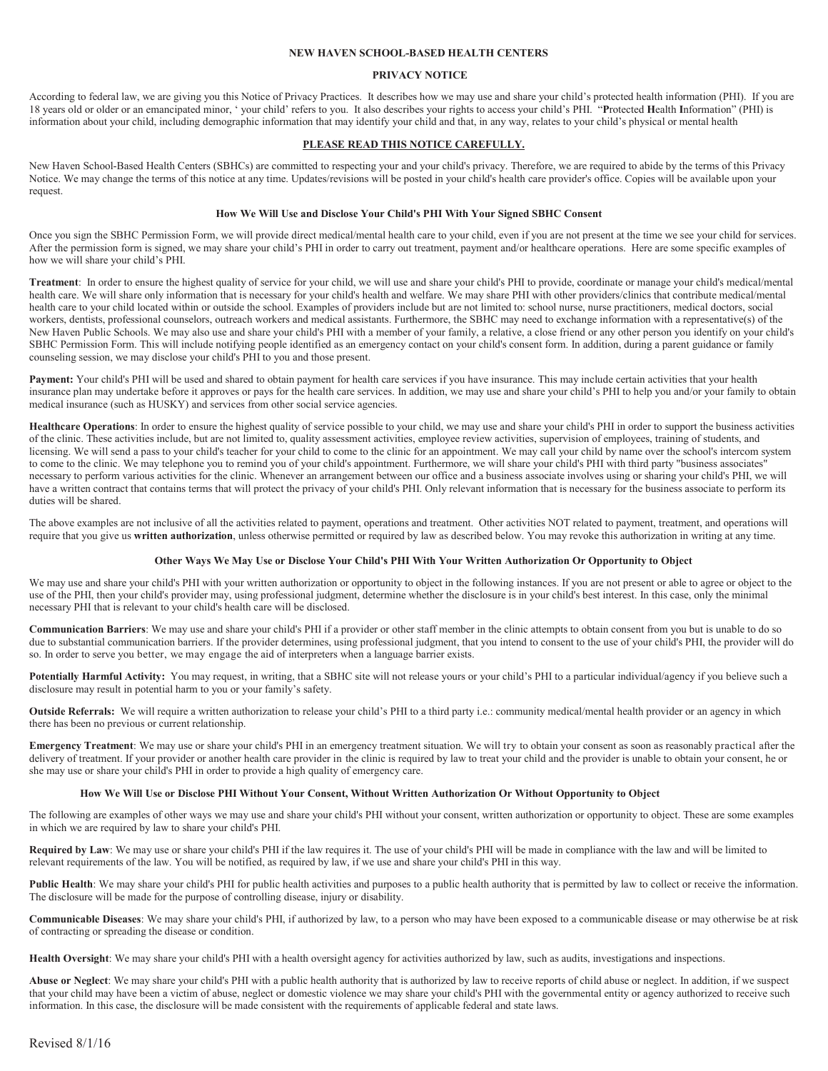# NEW HAVEN SCHOOL-BASED HEALTH CENTERS

## PRIVACY NOTICE

According to federal law, we are giving you this Notice of Privacy Practices. It describes how we may use and share your child's protected health information (PHI). If you are 18 years old or older or an emancipated minor, ' your child' refers to you. It also describes your rights to access your child's PHI. "**P**rotected **H**ealth **I**nformation" (PHI) is information about your child, including demographic information that may identify your child and that, in any way, relates to your child's physical or mental health

**PLEASE READ THIS NOTICE CAREFULLY.**

New Haven School-Based Health Centers (SBHCs) are committed to respecting your and your child's privacy. Therefore, we are required to abide by the terms of this Privacy Notice. We may change the terms of this notice at any time. Updates/revisions will be posted in your child's health care provider's office. Copies will be available upon your request.

### How We Will Use and Disclose Your Child's PHI With Your Signed SBHC Consent

Once you sign the SBHC Permission Form, we will provide direct medical/mental health care to your child, even if you are not present at the time we see your child for services. After the permission form is signed, we may share your child's PHI in order to carry out treatment, payment and/or healthcare operations. Here are some specific examples of how we will share your child's PHI.

**Treatment**: In order to ensure the highest quality of service for your child, we will use and share your child's PHI to provide, coordinate or manage your child's medical/mental health care. We will share only information that is necessary for your child's health and welfare. We may share PHI with other providers/clinics that contribute medical/mental health care to your child located within or outside the school. Examples of providers include but are not limited to: school nurse, nurse practitioners, medical doctors, social workers, dentists, professional counselors, outreach workers and medical assistants. Furthermore, the SBHC may need to exchange information with a representative(s) of the New Haven Public Schools. We may also use and share your child's PHI with a member of your family, a relative, a close friend or any other person you identify on your child's SBHC Permission Form. This will include notifying people identified as an emergency contact on your child's consent form. In addition, during a parent guidance or family counseling session, we may disclose your child's PHI to you and those present.

**Payment:** Your child's PHI will be used and shared to obtain payment for health care services if you have insurance. This may include certain activities that your health insurance plan may undertake before it approves or pays for the health care services. In addition, we may use and share your child's PHI to help you and/or your family to obtain medical insurance (such as HUSKY) and services from other social service agencies.

**Healthcare Operations**: In order to ensure the highest quality of service possible to your child, we may use and share your child's PHI in order to support the business activities of the clinic. These activities include, but are not limited to, quality assessment activities, employee review activities, supervision of employees, training of students, and licensing. We will send a pass to your child's teacher for your child to come to the clinic for an appointment. We may call your child by name over the school's intercom system to come to the clinic. We may telephone you to remind you of your child's appointment. Furthermore, we will share your child's PHI with third party "business associates" necessary to perform various activities for the clinic. Whenever an arrangement between our office and a business associate involves using or sharing your child's PHI, we will have a written contract that contains terms that will protect the privacy of your child's PHI. Only relevant information that is necessary for the business associate to perform its duties will be shared.

The above examples are not inclusive of all the activities related to payment, operations and treatment. Other activities NOT related to payment, treatment, and operations will require that you give us **written authorization**, unless otherwise permitted or required by law as described below. You may revoke this authorization in writing at any time.

### Other Ways We May Use or Disclose Your Child's PHI With Your Written Authorization Or Opportunity to Object

We may use and share your child's PHI with your written authorization or opportunity to object in the following instances. If you are not present or able to agree or object to the use of the PHI, then your child's provider may, using professional judgment, determine whether the disclosure is in your child's best interest. In this case, only the minimal necessary PHI that is relevant to your child's health care will be disclosed.

**Communication Barriers**: We may use and share your child's PHI if a provider or other staff member in the clinic attempts to obtain consent from you but is unable to do so due to substantial communication barriers. If the provider determines, using professional judgment, that you intend to consent to the use of your child's PHI, the provider will do so. In order to serve you better, we may engage the aid of interpreters when a language barrier exists.

**Potentially Harmful Activity:** You may request, in writing, that a SBHC site will not release yours or your child's PHI to a particular individual/agency if you believe such a disclosure may result in potential harm to you or your family's safety.

**Outside Referrals:** We will require a written authorization to release your child's PHI to a third party i.e.: community medical/mental health provider or an agency in which there has been no previous or current relationship.

**Emergency Treatment**: We may use or share your child's PHI in an emergency treatment situation. We will try to obtain your consent as soon as reasonably practical after the delivery of treatment. If your provider or another health care provider in the clinic is required by law to treat your child and the provider is unable to obtain your consent, he or she may use or share your child's PHI in order to provide a high quality of emergency care.

### How We Will Use or Disclose PHI Without Your Consent, Without Written Authorization Or Without Opportunity to Object

The following are examples of other ways we may use and share your child's PHI without your consent, written authorization or opportunity to object. These are some examples in which we are required by law to share your child's PHI.

**Required by Law**: We may use or share your child's PHI if the law requires it. The use of your child's PHI will be made in compliance with the law and will be limited to relevant requirements of the law. You will be notified, as required by law, if we use and share your child's PHI in this way.

**Public Health**: We may share your child's PHI for public health activities and purposes to a public health authority that is permitted by law to collect or receive the information. The disclosure will be made for the purpose of controlling disease, injury or disability.

**Communicable Diseases**: We may share your child's PHI, if authorized by law, to a person who may have been exposed to a communicable disease or may otherwise be at risk of contracting or spreading the disease or condition.

**Health Oversight**: We may share your child's PHI with a health oversight agency for activities authorized by law, such as audits, investigations and inspections.

**Abuse or Neglect**: We may share your child's PHI with a public health authority that is authorized by law to receive reports of child abuse or neglect. In addition, if we suspect that your child may have been a victim of abuse, neglect or domestic violence we may share your child's PHI with the governmental entity or agency authorized to receive such information. In this case, the disclosure will be made consistent with the requirements of applicable federal and state laws.

Revised 8/1/16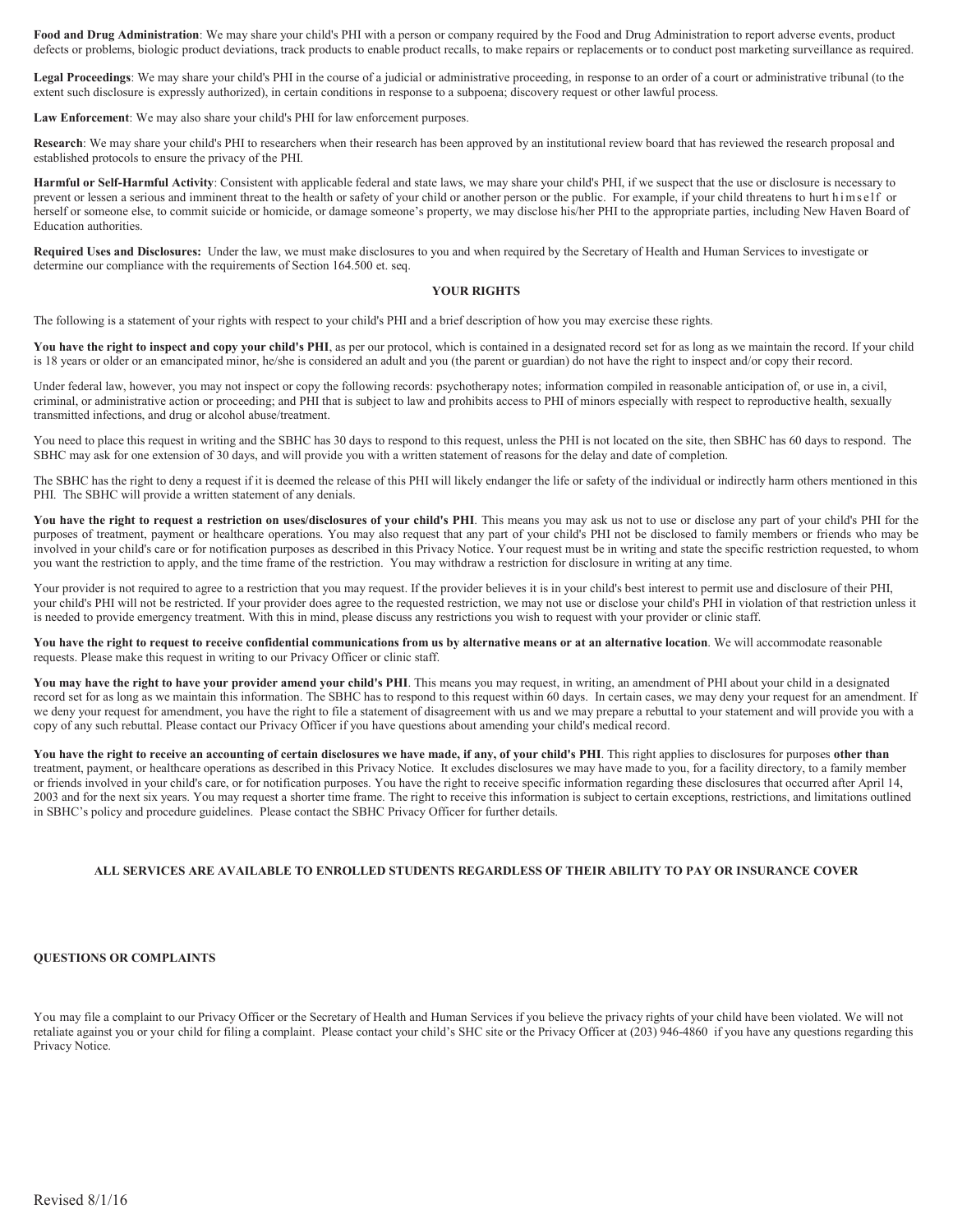**Food and Drug Administration**: We may share your child's PHI with a person or company required by the Food and Drug Administration to report adverse events, product defects or problems, biologic product deviations, track products to enable product recalls, to make repairs or replacements or to conduct post marketing surveillance as required.

**Legal Proceedings**: We may share your child's PHI in the course of a judicial or administrative proceeding, in response to an order of a court or administrative tribunal (to the extent such disclosure is expressly authorized), in certain conditions in response to a subpoena; discovery request or other lawful process.

**Law Enforcement**: We may also share your child's PHI for law enforcement purposes.

**Research**: We may share your child's PHI to researchers when their research has been approved by an institutional review board that has reviewed the research proposal and established protocols to ensure the privacy of the PHI.

**Harmful or Self-Harmful Activity**: Consistent with applicable federal and state laws, we may share your child's PHI, if we suspect that the use or disclosure is necessary to prevent or lessen a serious and imminent threat to the health or safety of your child or another person or the public. For example, if your child threatens to hurt himself or herself or someone else, to commit suicide or homicide, or damage someone's property, we may disclose his/her PHI to the appropriate parties, including New Haven Board of Education authorities.

**Required Uses and Disclosures:** Under the law, we must make disclosures to you and when required by the Secretary of Health and Human Services to investigate or determine our compliance with the requirements of Section 164.500 et. seq.

## YOUR RIGHTS

The following is a statement of your rights with respect to your child's PHI and a brief description of how you may exercise these rights.

**You have the right to inspect and copy your child's PHI**, as per our protocol, which is contained in a designated record set for as long as we maintain the record. If your child is 18 years or older or an emancipated minor, he/she is considered an adult and you (the parent or guardian) do not have the right to inspect and/or copy their record.

Under federal law, however, you may not inspect or copy the following records: psychotherapy notes; information compiled in reasonable anticipation of, or use in, a civil, criminal, or administrative action or proceeding; and PHI that is subject to law and prohibits access to PHI of minors especially with respect to reproductive health, sexually transmitted infections, and drug or alcohol abuse/treatment.

You need to place this request in writing and the SBHC has 30 days to respond to this request, unless the PHI is not located on the site, then SBHC has 60 days to respond. The SBHC may ask for one extension of 30 days, and will provide you with a written statement of reasons for the delay and date of completion.

The SBHC has the right to deny a request if it is deemed the release of this PHI will likely endanger the life or safety of the individual or indirectly harm others mentioned in this PHI. The SBHC will provide a written statement of any denials.

**You have the right to request a restriction on uses/disclosures of your child's PHI**. This means you may ask us not to use or disclose any part of your child's PHI for the purposes of treatment, payment or healthcare operations. You may also request that any part of your child's PHI not be disclosed to family members or friends who may be involved in your child's care or for notification purposes as described in this Privacy Notice. Your request must be in writing and state the specific restriction requested, to whom you want the restriction to apply, and the time frame of the restriction. You may withdraw a restriction for disclosure in writing at any time.

Your provider is not required to agree to a restriction that you may request. If the provider believes it is in your child's best interest to permit use and disclosure of their PHI, your child's PHI will not be restricted. If your provider does agree to the requested restriction, we may not use or disclose your child's PHI in violation of that restriction unless it is needed to provide emergency treatment. With this in mind, please discuss any restrictions you wish to request with your provider or clinic staff.

**You have the right to request to receive confidential communications from us by alternative means or at an alternative location**. We will accommodate reasonable requests. Please make this request in writing to our Privacy Officer or clinic staff.

**You may have the right to have your provider amend your child's PHI**. This means you may request, in writing, an amendment of PHI about your child in a designated record set for as long as we maintain this information. The SBHC has to respond to this request within 60 days. In certain cases, we may deny your request for an amendment. If we deny your request for amendment, you have the right to file a statement of disagreement with us and we may prepare a rebuttal to your statement and will provide you with a copy of any such rebuttal. Please contact our Privacy Officer if you have questions about amending your child's medical record.

**You have the right to receive an accounting of certain disclosures we have made, if any, of your child's PHI**. This right applies to disclosures for purposes **other than** treatment, payment, or healthcare operations as described in this Privacy Notice. It excludes disclosures we may have made to you, for a facility directory, to a family member or friends involved in your child's care, or for notification purposes. You have the right to receive specific information regarding these disclosures that occurred after April 14, 2003 and for the next six years. You may request a shorter time frame. The right to receive this information is subject to certain exceptions, restrictions, and limitations outlined in SBHC's policy and procedure guidelines. Please contact the SBHC Privacy Officer for further details.

**ALL SERVICES ARE AVAILABLE TO ENROLLED STUDENTS REGARDLESS OF THEIR ABILITY TO PAY OR INSURANCE COVER**

**QUESTIONS OR COMPLAINTS**

You may file a complaint to our Privacy Officer or the Secretary of Health and Human Services if you believe the privacy rights of your child have been violated. We will not retaliate against you or your child for filing a complaint. Please contact your child's SHC site or the Privacy Officer at (203) 946-4860 if you have any questions regarding this Privacy Notice.

Revised 8/1/16